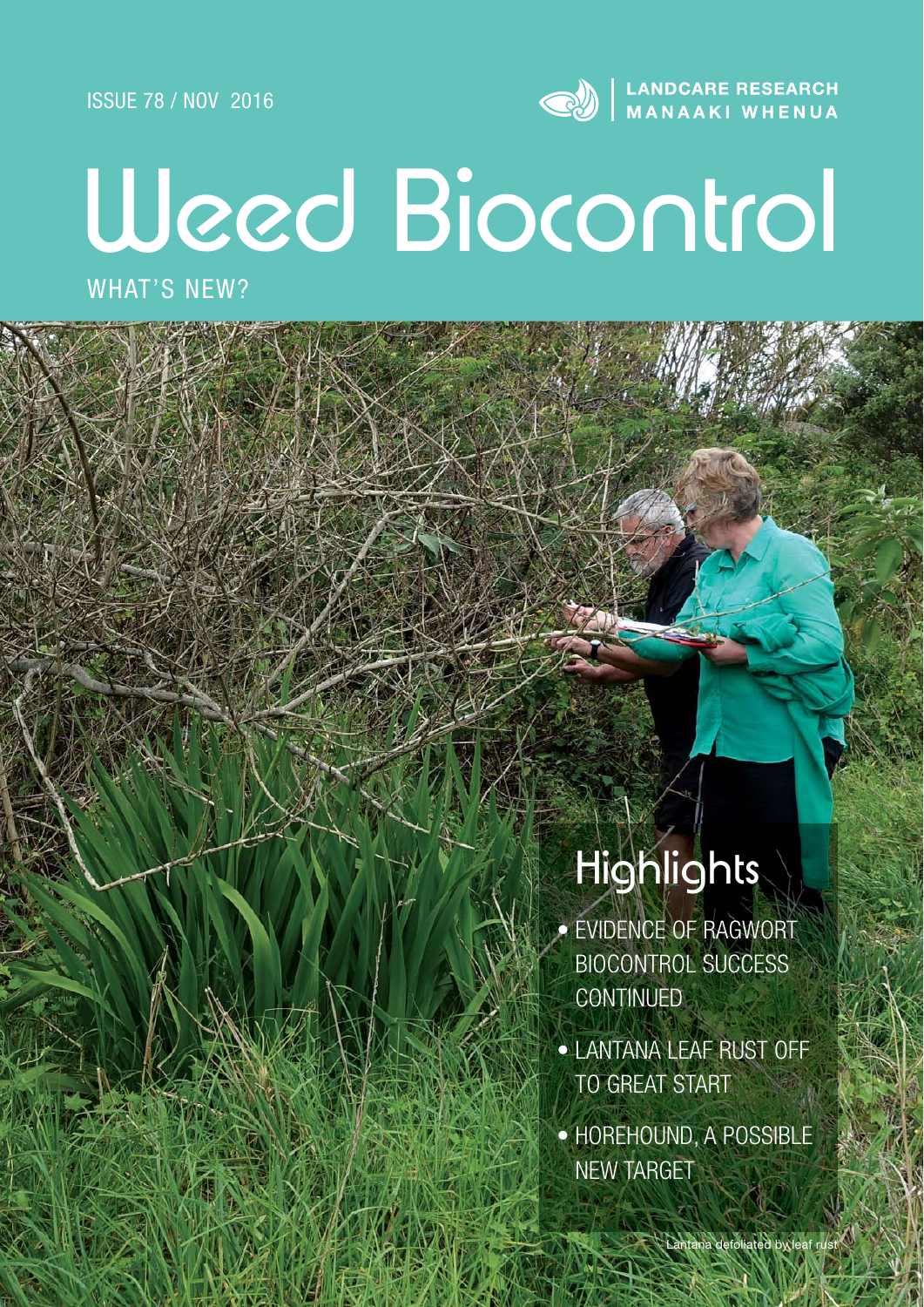ISSUE 78 / NOV 2016

LANDCARE RESEARCH
MANAAKI WHENUA

# Weed Biocontrol

WHAT'S NEW?

## Highlights

- EVIDENCE OF RAGWORT BIOCONTROL SUCCESS CONTINUED
- LANTANA LEAF RUST OFF TO GREAT START
- HOREHOUND, A POSSIBLE NEW TARGET

Lantana defoliated by leaf rust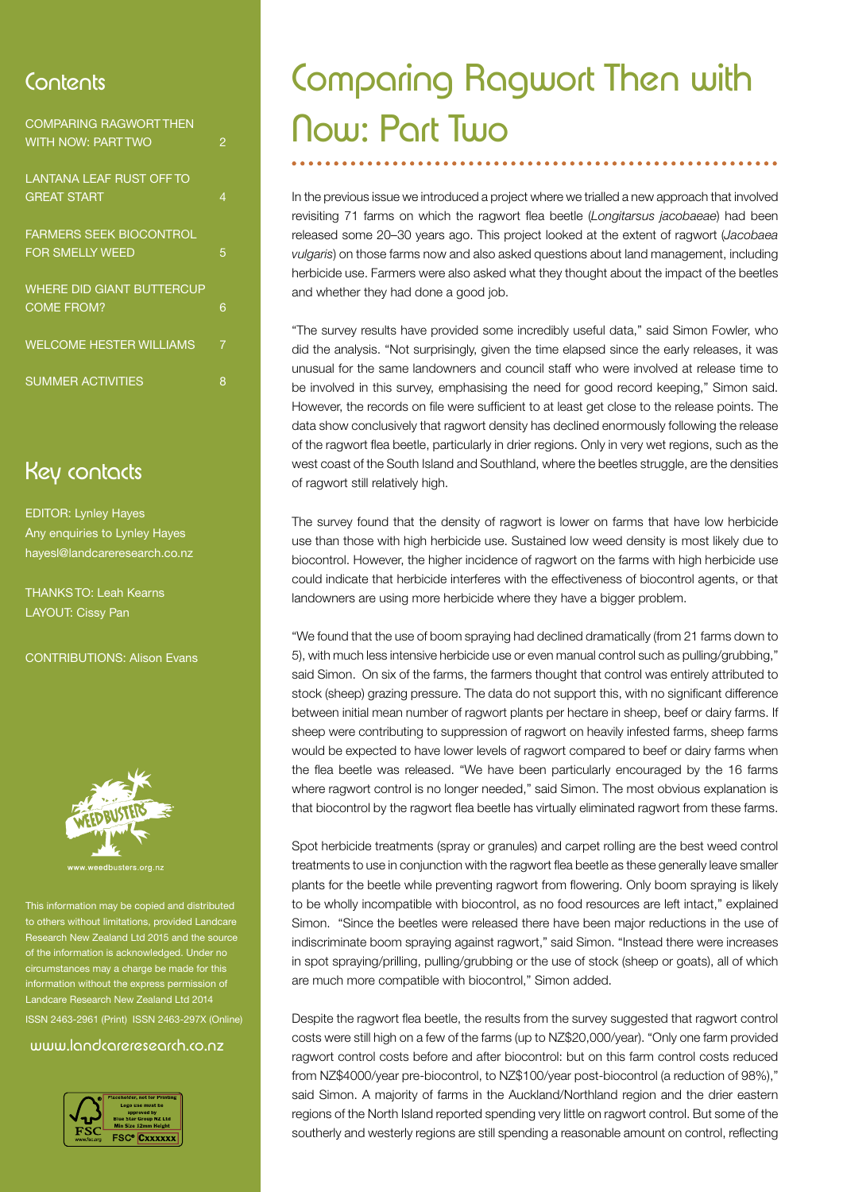## Contents

| | |
|---|---|
| COMPARING RAGWORT THEN WITH NOW: PART TWO | 2 |
| LANTANA LEAF RUST OFF TO GREAT START | 4 |
| FARMERS SEEK BIOCONTROL FOR SMELLY WEED | 5 |
| WHERE DID GIANT BUTTERCUP COME FROM? | 6 |
| WELCOME HESTER WILLIAMS | 7 |
| SUMMER ACTIVITIES | 8 |

## Key contacts

EDITOR: Lynley Hayes
Any enquiries to Lynley Hayes
hayesl@landcareresearch.co.nz

THANKS TO: Leah Kearns
LAYOUT: Cissy Pan

CONTRIBUTIONS: Alison Evans

www.weedbusters.org.nz

This information may be copied and distributed to others without limitations, provided Landcare Research New Zealand Ltd 2015 and the source of the information is acknowledged. Under no circumstances may a charge be made for this information without the express permission of Landcare Research New Zealand Ltd 2014

ISSN 2463-2961 (Print) ISSN 2463-297X (Online)

www.landcareresearch.co.nz

# Comparing Ragwort Then with Now: Part Two

In the previous issue we introduced a project where we trialled a new approach that involved revisiting 71 farms on which the ragwort flea beetle (*Longitarsus jacobaeae*) had been released some 20–30 years ago. This project looked at the extent of ragwort (*Jacobaea vulgaris*) on those farms now and also asked questions about land management, including herbicide use. Farmers were also asked what they thought about the impact of the beetles and whether they had done a good job.

"The survey results have provided some incredibly useful data," said Simon Fowler, who did the analysis. "Not surprisingly, given the time elapsed since the early releases, it was unusual for the same landowners and council staff who were involved at release time to be involved in this survey, emphasising the need for good record keeping," Simon said. However, the records on file were sufficient to at least get close to the release points. The data show conclusively that ragwort density has declined enormously following the release of the ragwort flea beetle, particularly in drier regions. Only in very wet regions, such as the west coast of the South Island and Southland, where the beetles struggle, are the densities of ragwort still relatively high.

The survey found that the density of ragwort is lower on farms that have low herbicide use than those with high herbicide use. Sustained low weed density is most likely due to biocontrol. However, the higher incidence of ragwort on the farms with high herbicide use could indicate that herbicide interferes with the effectiveness of biocontrol agents, or that landowners are using more herbicide where they have a bigger problem.

"We found that the use of boom spraying had declined dramatically (from 21 farms down to 5), with much less intensive herbicide use or even manual control such as pulling/grubbing," said Simon. On six of the farms, the farmers thought that control was entirely attributed to stock (sheep) grazing pressure. The data do not support this, with no significant difference between initial mean number of ragwort plants per hectare in sheep, beef or dairy farms. If sheep were contributing to suppression of ragwort on heavily infested farms, sheep farms would be expected to have lower levels of ragwort compared to beef or dairy farms when the flea beetle was released. "We have been particularly encouraged by the 16 farms where ragwort control is no longer needed," said Simon. The most obvious explanation is that biocontrol by the ragwort flea beetle has virtually eliminated ragwort from these farms.

Spot herbicide treatments (spray or granules) and carpet rolling are the best weed control treatments to use in conjunction with the ragwort flea beetle as these generally leave smaller plants for the beetle while preventing ragwort from flowering. Only boom spraying is likely to be wholly incompatible with biocontrol, as no food resources are left intact," explained Simon. "Since the beetles were released there have been major reductions in the use of indiscriminate boom spraying against ragwort," said Simon. "Instead there were increases in spot spraying/prilling, pulling/grubbing or the use of stock (sheep or goats), all of which are much more compatible with biocontrol," Simon added.

Despite the ragwort flea beetle, the results from the survey suggested that ragwort control costs were still high on a few of the farms (up to NZ$20,000/year). "Only one farm provided ragwort control costs before and after biocontrol: but on this farm control costs reduced from NZ$4000/year pre-biocontrol, to NZ$100/year post-biocontrol (a reduction of 98%)," said Simon. A majority of farms in the Auckland/Northland region and the drier eastern regions of the North Island reported spending very little on ragwort control. But some of the southerly and westerly regions are still spending a reasonable amount on control, reflecting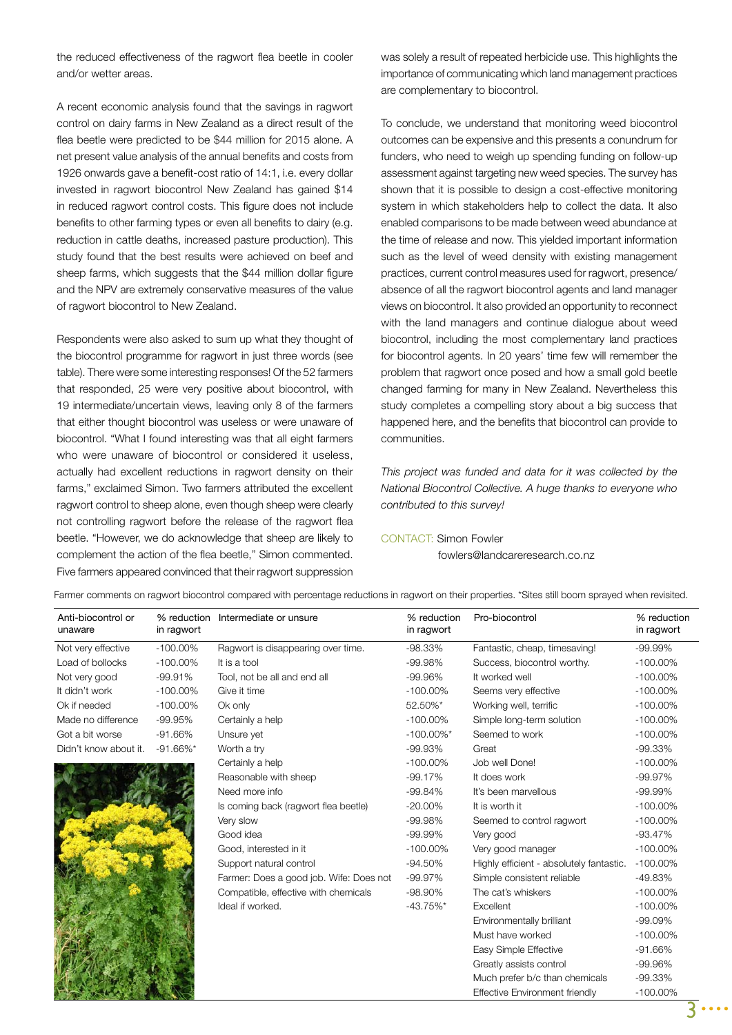the reduced effectiveness of the ragwort flea beetle in cooler and/or wetter areas.

A recent economic analysis found that the savings in ragwort control on dairy farms in New Zealand as a direct result of the flea beetle were predicted to be $44 million for 2015 alone. A net present value analysis of the annual benefits and costs from 1926 onwards gave a benefit-cost ratio of 14:1, i.e. every dollar invested in ragwort biocontrol New Zealand has gained $14 in reduced ragwort control costs. This figure does not include benefits to other farming types or even all benefits to dairy (e.g. reduction in cattle deaths, increased pasture production). This study found that the best results were achieved on beef and sheep farms, which suggests that the $44 million dollar figure and the NPV are extremely conservative measures of the value of ragwort biocontrol to New Zealand.

Respondents were also asked to sum up what they thought of the biocontrol programme for ragwort in just three words (see table). There were some interesting responses! Of the 52 farmers that responded, 25 were very positive about biocontrol, with 19 intermediate/uncertain views, leaving only 8 of the farmers that either thought biocontrol was useless or were unaware of biocontrol. "What I found interesting was that all eight farmers who were unaware of biocontrol or considered it useless, actually had excellent reductions in ragwort density on their farms," exclaimed Simon. Two farmers attributed the excellent ragwort control to sheep alone, even though sheep were clearly not controlling ragwort before the release of the ragwort flea beetle. "However, we do acknowledge that sheep are likely to complement the action of the flea beetle," Simon commented. Five farmers appeared convinced that their ragwort suppression was solely a result of repeated herbicide use. This highlights the importance of communicating which land management practices are complementary to biocontrol.

To conclude, we understand that monitoring weed biocontrol outcomes can be expensive and this presents a conundrum for funders, who need to weigh up spending funding on follow-up assessment against targeting new weed species. The survey has shown that it is possible to design a cost-effective monitoring system in which stakeholders help to collect the data. It also enabled comparisons to be made between weed abundance at the time of release and now. This yielded important information such as the level of weed density with existing management practices, current control measures used for ragwort, presence/absence of all the ragwort biocontrol agents and land manager views on biocontrol. It also provided an opportunity to reconnect with the land managers and continue dialogue about weed biocontrol, including the most complementary land practices for biocontrol agents. In 20 years' time few will remember the problem that ragwort once posed and how a small gold beetle changed farming for many in New Zealand. Nevertheless this study completes a compelling story about a big success that happened here, and the benefits that biocontrol can provide to communities.

*This project was funded and data for it was collected by the National Biocontrol Collective. A huge thanks to everyone who contributed to this survey!*

CONTACT: Simon Fowler
fowlers@landcareresearch.co.nz

Farmer comments on ragwort biocontrol compared with percentage reductions in ragwort on their properties. *Sites still boom sprayed when revisited.

| Anti-biocontrol or unaware | % reduction in ragwort | Intermediate or unsure | % reduction in ragwort | Pro-biocontrol | % reduction in ragwort |
|---|---|---|---|---|---|
| Not very effective | -100.00% | Ragwort is disappearing over time. | -98.33% | Fantastic, cheap, timesaving! | -99.99% |
| Load of bollocks | -100.00% | It is a tool | -99.98% | Success, biocontrol worthy. | -100.00% |
| Not very good | -99.91% | Tool, not be all and end all | -99.96% | It worked well | -100.00% |
| It didn't work | -100.00% | Give it time | -100.00% | Seems very effective | -100.00% |
| Ok if needed | -100.00% | Ok only | 52.50%* | Working well, terrific | -100.00% |
| Made no difference | -99.95% | Certainly a help | -100.00% | Simple long-term solution | -100.00% |
| Got a bit worse | -91.66% | Unsure yet | -100.00%* | Seemed to work | -100.00% |
| Didn't know about it. | -91.66%* | Worth a try | -99.93% | Great | -99.33% |
| | | Certainly a help | -100.00% | Job well Done! | -100.00% |
| | | Reasonable with sheep | -99.17% | It does work | -99.97% |
| | | Need more info | -99.84% | It's been marvellous | -99.99% |
| | | Is coming back (ragwort flea beetle) | -20.00% | It is worth it | -100.00% |
| | | Very slow | -99.98% | Seemed to control ragwort | -100.00% |
| | | Good idea | -99.99% | Very good | -93.47% |
| | | Good, interested in it | -100.00% | Very good manager | -100.00% |
| | | Support natural control | -94.50% | Highly efficient - absolutely fantastic. | -100.00% |
| | | Farmer: Does a good job. Wife: Does not | -99.97% | Simple consistent reliable | -49.83% |
| | | Compatible, effective with chemicals | -98.90% | The cat's whiskers | -100.00% |
| | | Ideal if worked. | -43.75%* | Excellent | -100.00% |
| | | | | Environmentally brilliant | -99.09% |
| | | | | Must have worked | -100.00% |
| | | | | Easy Simple Effective | -91.66% |
| | | | | Greatly assists control | -99.96% |
| | | | | Much prefer b/c than chemicals | -99.33% |
| | | | | Effective Environment friendly | -100.00% |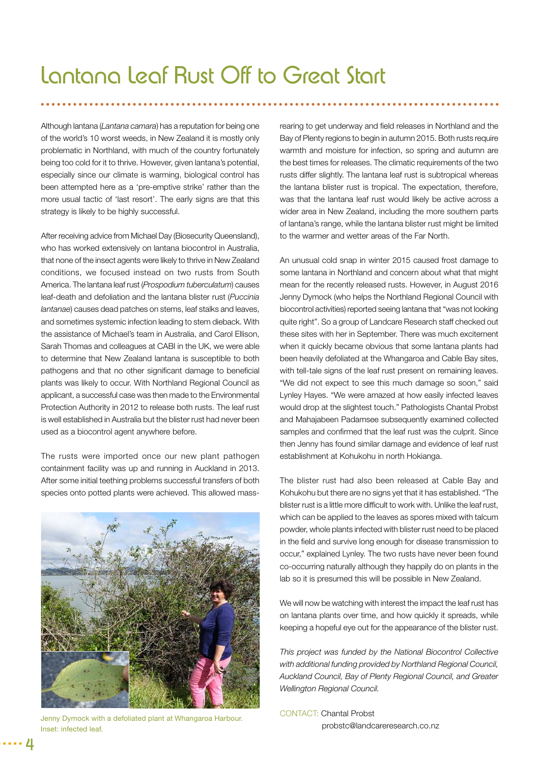# Lantana Leaf Rust Off to Great Start

Although lantana (*Lantana camara*) has a reputation for being one of the world's 10 worst weeds, in New Zealand it is mostly only problematic in Northland, with much of the country fortunately being too cold for it to thrive. However, given lantana's potential, especially since our climate is warming, biological control has been attempted here as a 'pre-emptive strike' rather than the more usual tactic of 'last resort'. The early signs are that this strategy is likely to be highly successful.

After receiving advice from Michael Day (Biosecurity Queensland), who has worked extensively on lantana biocontrol in Australia, that none of the insect agents were likely to thrive in New Zealand conditions, we focused instead on two rusts from South America. The lantana leaf rust (*Prospodium tuberculatum*) causes leaf-death and defoliation and the lantana blister rust (*Puccinia lantanae*) causes dead patches on stems, leaf stalks and leaves, and sometimes systemic infection leading to stem dieback. With the assistance of Michael's team in Australia, and Carol Ellison, Sarah Thomas and colleagues at CABI in the UK, we were able to determine that New Zealand lantana is susceptible to both pathogens and that no other significant damage to beneficial plants was likely to occur. With Northland Regional Council as applicant, a successful case was then made to the Environmental Protection Authority in 2012 to release both rusts. The leaf rust is well established in Australia but the blister rust had never been used as a biocontrol agent anywhere before.

The rusts were imported once our new plant pathogen containment facility was up and running in Auckland in 2013. After some initial teething problems successful transfers of both species onto potted plants were achieved. This allowed mass-rearing to get underway and field releases in Northland and the Bay of Plenty regions to begin in autumn 2015. Both rusts require warmth and moisture for infection, so spring and autumn are the best times for releases. The climatic requirements of the two rusts differ slightly. The lantana leaf rust is subtropical whereas the lantana blister rust is tropical. The expectation, therefore, was that the lantana leaf rust would likely be active across a wider area in New Zealand, including the more southern parts of lantana's range, while the lantana blister rust might be limited to the warmer and wetter areas of the Far North.

Jenny Dymock with a defoliated plant at Whangaroa Harbour. Inset: infected leaf.

An unusual cold snap in winter 2015 caused frost damage to some lantana in Northland and concern about what that might mean for the recently released rusts. However, in August 2016 Jenny Dymock (who helps the Northland Regional Council with biocontrol activities) reported seeing lantana that "was not looking quite right". So a group of Landcare Research staff checked out these sites with her in September. There was much excitement when it quickly became obvious that some lantana plants had been heavily defoliated at the Whangaroa and Cable Bay sites, with tell-tale signs of the leaf rust present on remaining leaves. "We did not expect to see this much damage so soon," said Lynley Hayes. "We were amazed at how easily infected leaves would drop at the slightest touch." Pathologists Chantal Probst and Mahajabeen Padamsee subsequently examined collected samples and confirmed that the leaf rust was the culprit. Since then Jenny has found similar damage and evidence of leaf rust establishment at Kohukohu in north Hokianga.

The blister rust had also been released at Cable Bay and Kohukohu but there are no signs yet that it has established. "The blister rust is a little more difficult to work with. Unlike the leaf rust, which can be applied to the leaves as spores mixed with talcum powder, whole plants infected with blister rust need to be placed in the field and survive long enough for disease transmission to occur," explained Lynley. The two rusts have never been found co-occurring naturally although they happily do on plants in the lab so it is presumed this will be possible in New Zealand.

We will now be watching with interest the impact the leaf rust has on lantana plants over time, and how quickly it spreads, while keeping a hopeful eye out for the appearance of the blister rust.

*This project was funded by the National Biocontrol Collective with additional funding provided by Northland Regional Council, Auckland Council, Bay of Plenty Regional Council, and Greater Wellington Regional Council.*

CONTACT: Chantal Probst
probstc@landcareresearch.co.nz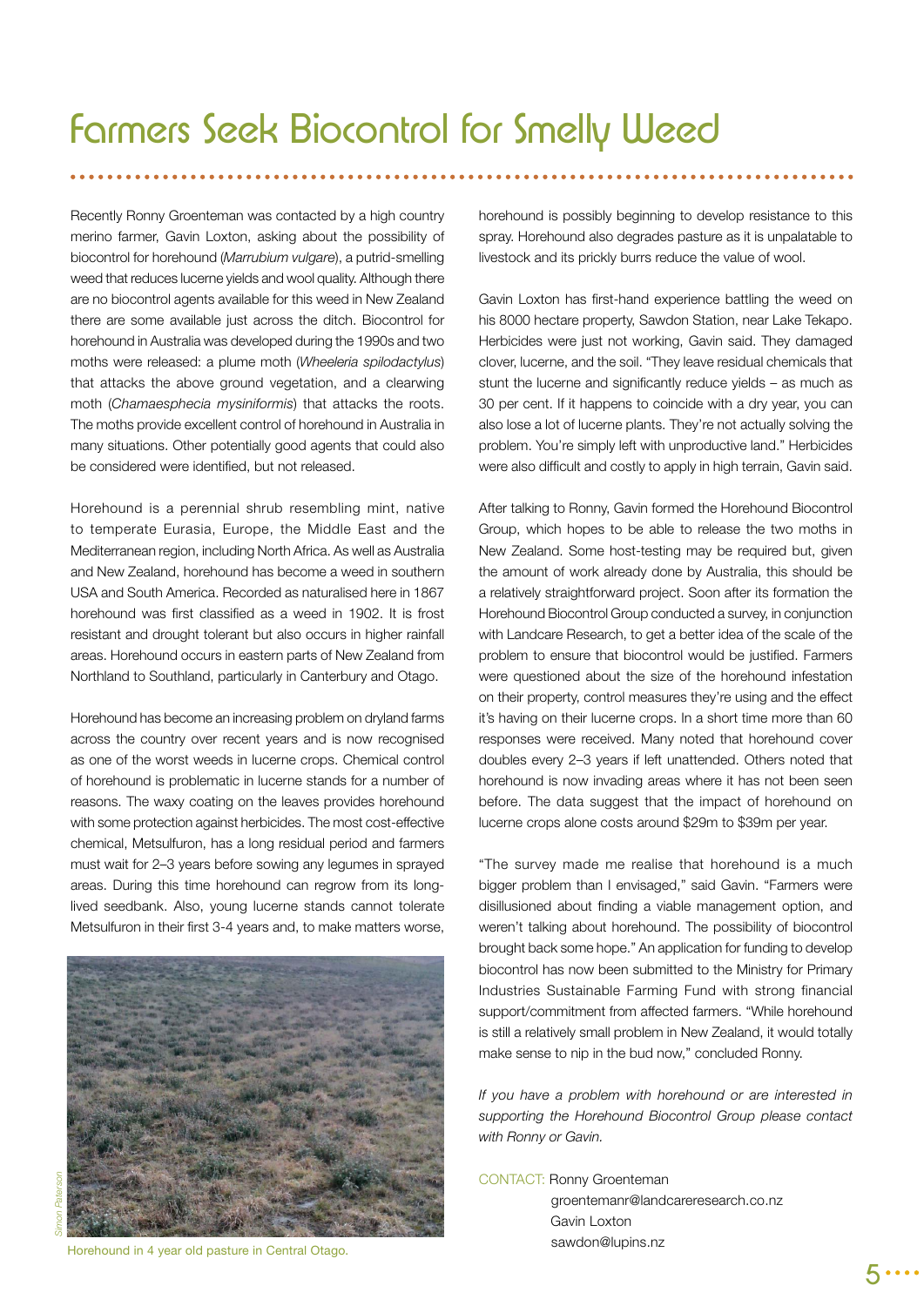# Farmers Seek Biocontrol for Smelly Weed

Recently Ronny Groenteman was contacted by a high country merino farmer, Gavin Loxton, asking about the possibility of biocontrol for horehound (*Marrubium vulgare*), a putrid-smelling weed that reduces lucerne yields and wool quality. Although there are no biocontrol agents available for this weed in New Zealand there are some available just across the ditch. Biocontrol for horehound in Australia was developed during the 1990s and two moths were released: a plume moth (*Wheeleria spilodactylus*) that attacks the above ground vegetation, and a clearwing moth (*Chamaesphecia mysiniformis*) that attacks the roots. The moths provide excellent control of horehound in Australia in many situations. Other potentially good agents that could also be considered were identified, but not released.

Horehound is a perennial shrub resembling mint, native to temperate Eurasia, Europe, the Middle East and the Mediterranean region, including North Africa. As well as Australia and New Zealand, horehound has become a weed in southern USA and South America. Recorded as naturalised here in 1867 horehound was first classified as a weed in 1902. It is frost resistant and drought tolerant but also occurs in higher rainfall areas. Horehound occurs in eastern parts of New Zealand from Northland to Southland, particularly in Canterbury and Otago.

Horehound has become an increasing problem on dryland farms across the country over recent years and is now recognised as one of the worst weeds in lucerne crops. Chemical control of horehound is problematic in lucerne stands for a number of reasons. The waxy coating on the leaves provides horehound with some protection against herbicides. The most cost-effective chemical, Metsulfuron, has a long residual period and farmers must wait for 2–3 years before sowing any legumes in sprayed areas. During this time horehound can regrow from its long-lived seedbank. Also, young lucerne stands cannot tolerate Metsulfuron in their first 3-4 years and, to make matters worse, horehound is possibly beginning to develop resistance to this spray. Horehound also degrades pasture as it is unpalatable to livestock and its prickly burrs reduce the value of wool.

Simon Paterson

Horehound in 4 year old pasture in Central Otago.

Gavin Loxton has first-hand experience battling the weed on his 8000 hectare property, Sawdon Station, near Lake Tekapo. Herbicides were just not working, Gavin said. They damaged clover, lucerne, and the soil. "They leave residual chemicals that stunt the lucerne and significantly reduce yields – as much as 30 per cent. If it happens to coincide with a dry year, you can also lose a lot of lucerne plants. They're not actually solving the problem. You're simply left with unproductive land." Herbicides were also difficult and costly to apply in high terrain, Gavin said.

After talking to Ronny, Gavin formed the Horehound Biocontrol Group, which hopes to be able to release the two moths in New Zealand. Some host-testing may be required but, given the amount of work already done by Australia, this should be a relatively straightforward project. Soon after its formation the Horehound Biocontrol Group conducted a survey, in conjunction with Landcare Research, to get a better idea of the scale of the problem to ensure that biocontrol would be justified. Farmers were questioned about the size of the horehound infestation on their property, control measures they're using and the effect it's having on their lucerne crops. In a short time more than 60 responses were received. Many noted that horehound cover doubles every 2–3 years if left unattended. Others noted that horehound is now invading areas where it has not been seen before. The data suggest that the impact of horehound on lucerne crops alone costs around $29m to $39m per year.

"The survey made me realise that horehound is a much bigger problem than I envisaged," said Gavin. "Farmers were disillusioned about finding a viable management option, and weren't talking about horehound. The possibility of biocontrol brought back some hope." An application for funding to develop biocontrol has now been submitted to the Ministry for Primary Industries Sustainable Farming Fund with strong financial support/commitment from affected farmers. "While horehound is still a relatively small problem in New Zealand, it would totally make sense to nip in the bud now," concluded Ronny.

*If you have a problem with horehound or are interested in supporting the Horehound Biocontrol Group please contact with Ronny or Gavin.*

CONTACT: Ronny Groenteman
groentemanr@landcareresearch.co.nz
Gavin Loxton
sawdon@lupins.nz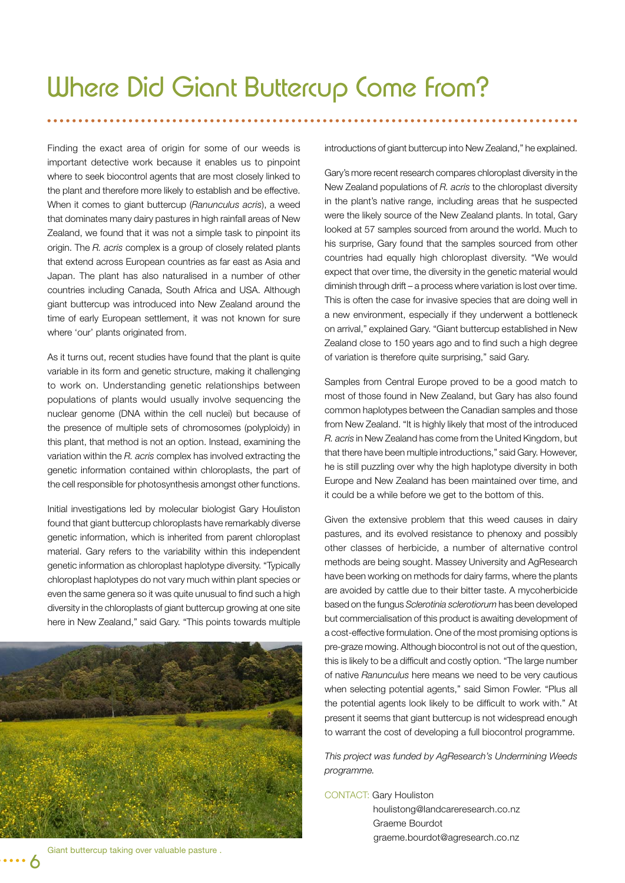# Where Did Giant Buttercup Come From?

Finding the exact area of origin for some of our weeds is important detective work because it enables us to pinpoint where to seek biocontrol agents that are most closely linked to the plant and therefore more likely to establish and be effective. When it comes to giant buttercup (*Ranunculus acris*), a weed that dominates many dairy pastures in high rainfall areas of New Zealand, we found that it was not a simple task to pinpoint its origin. The *R. acris* complex is a group of closely related plants that extend across European countries as far east as Asia and Japan. The plant has also naturalised in a number of other countries including Canada, South Africa and USA. Although giant buttercup was introduced into New Zealand around the time of early European settlement, it was not known for sure where 'our' plants originated from.

As it turns out, recent studies have found that the plant is quite variable in its form and genetic structure, making it challenging to work on. Understanding genetic relationships between populations of plants would usually involve sequencing the nuclear genome (DNA within the cell nuclei) but because of the presence of multiple sets of chromosomes (polyploidy) in this plant, that method is not an option. Instead, examining the variation within the *R. acris* complex has involved extracting the genetic information contained within chloroplasts, the part of the cell responsible for photosynthesis amongst other functions.

Initial investigations led by molecular biologist Gary Houliston found that giant buttercup chloroplasts have remarkably diverse genetic information, which is inherited from parent chloroplast material. Gary refers to the variability within this independent genetic information as chloroplast haplotype diversity. "Typically chloroplast haplotypes do not vary much within plant species or even the same genera so it was quite unusual to find such a high diversity in the chloroplasts of giant buttercup growing at one site here in New Zealand," said Gary. "This points towards multiple introductions of giant buttercup into New Zealand," he explained.

Giant buttercup taking over valuable pasture .

Gary's more recent research compares chloroplast diversity in the New Zealand populations of *R. acris* to the chloroplast diversity in the plant's native range, including areas that he suspected were the likely source of the New Zealand plants. In total, Gary looked at 57 samples sourced from around the world. Much to his surprise, Gary found that the samples sourced from other countries had equally high chloroplast diversity. "We would expect that over time, the diversity in the genetic material would diminish through drift – a process where variation is lost over time. This is often the case for invasive species that are doing well in a new environment, especially if they underwent a bottleneck on arrival," explained Gary. "Giant buttercup established in New Zealand close to 150 years ago and to find such a high degree of variation is therefore quite surprising," said Gary.

Samples from Central Europe proved to be a good match to most of those found in New Zealand, but Gary has also found common haplotypes between the Canadian samples and those from New Zealand. "It is highly likely that most of the introduced *R. acris* in New Zealand has come from the United Kingdom, but that there have been multiple introductions," said Gary. However, he is still puzzling over why the high haplotype diversity in both Europe and New Zealand has been maintained over time, and it could be a while before we get to the bottom of this.

Given the extensive problem that this weed causes in dairy pastures, and its evolved resistance to phenoxy and possibly other classes of herbicide, a number of alternative control methods are being sought. Massey University and AgResearch have been working on methods for dairy farms, where the plants are avoided by cattle due to their bitter taste. A mycoherbicide based on the fungus *Sclerotinia sclerotiorum* has been developed but commercialisation of this product is awaiting development of a cost-effective formulation. One of the most promising options is pre-graze mowing. Although biocontrol is not out of the question, this is likely to be a difficult and costly option. "The large number of native *Ranunculus* here means we need to be very cautious when selecting potential agents," said Simon Fowler. "Plus all the potential agents look likely to be difficult to work with." At present it seems that giant buttercup is not widespread enough to warrant the cost of developing a full biocontrol programme.

*This project was funded by AgResearch's Undermining Weeds programme.*

CONTACT: Gary Houliston
houlistong@landcareresearch.co.nz
Graeme Bourdot
graeme.bourdot@agresearch.co.nz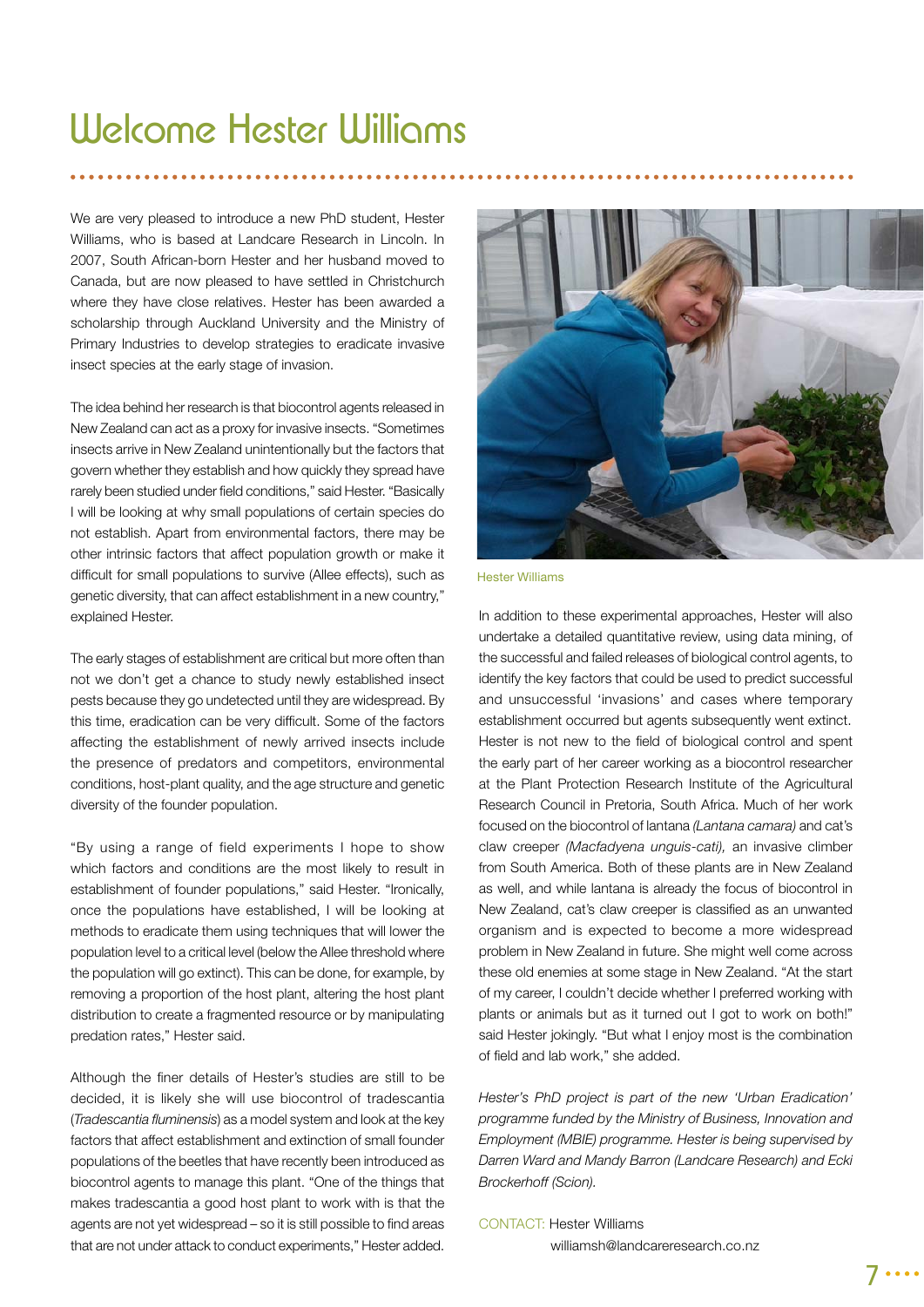# Welcome Hester Williams

We are very pleased to introduce a new PhD student, Hester Williams, who is based at Landcare Research in Lincoln. In 2007, South African-born Hester and her husband moved to Canada, but are now pleased to have settled in Christchurch where they have close relatives. Hester has been awarded a scholarship through Auckland University and the Ministry of Primary Industries to develop strategies to eradicate invasive insect species at the early stage of invasion.

The idea behind her research is that biocontrol agents released in New Zealand can act as a proxy for invasive insects. "Sometimes insects arrive in New Zealand unintentionally but the factors that govern whether they establish and how quickly they spread have rarely been studied under field conditions," said Hester. "Basically I will be looking at why small populations of certain species do not establish. Apart from environmental factors, there may be other intrinsic factors that affect population growth or make it difficult for small populations to survive (Allee effects), such as genetic diversity, that can affect establishment in a new country," explained Hester.

The early stages of establishment are critical but more often than not we don't get a chance to study newly established insect pests because they go undetected until they are widespread. By this time, eradication can be very difficult. Some of the factors affecting the establishment of newly arrived insects include the presence of predators and competitors, environmental conditions, host-plant quality, and the age structure and genetic diversity of the founder population.

"By using a range of field experiments I hope to show which factors and conditions are the most likely to result in establishment of founder populations," said Hester. "Ironically, once the populations have established, I will be looking at methods to eradicate them using techniques that will lower the population level to a critical level (below the Allee threshold where the population will go extinct). This can be done, for example, by removing a proportion of the host plant, altering the host plant distribution to create a fragmented resource or by manipulating predation rates," Hester said.

Although the finer details of Hester's studies are still to be decided, it is likely she will use biocontrol of tradescantia (*Tradescantia fluminensis*) as a model system and look at the key factors that affect establishment and extinction of small founder populations of the beetles that have recently been introduced as biocontrol agents to manage this plant. "One of the things that makes tradescantia a good host plant to work with is that the agents are not yet widespread – so it is still possible to find areas that are not under attack to conduct experiments," Hester added.

Hester Williams

In addition to these experimental approaches, Hester will also undertake a detailed quantitative review, using data mining, of the successful and failed releases of biological control agents, to identify the key factors that could be used to predict successful and unsuccessful 'invasions' and cases where temporary establishment occurred but agents subsequently went extinct. Hester is not new to the field of biological control and spent the early part of her career working as a biocontrol researcher at the Plant Protection Research Institute of the Agricultural Research Council in Pretoria, South Africa. Much of her work focused on the biocontrol of lantana *(Lantana camara)* and cat's claw creeper *(Macfadyena unguis-cati),* an invasive climber from South America. Both of these plants are in New Zealand as well, and while lantana is already the focus of biocontrol in New Zealand, cat's claw creeper is classified as an unwanted organism and is expected to become a more widespread problem in New Zealand in future. She might well come across these old enemies at some stage in New Zealand. "At the start of my career, I couldn't decide whether I preferred working with plants or animals but as it turned out I got to work on both!" said Hester jokingly. "But what I enjoy most is the combination of field and lab work," she added.

*Hester's PhD project is part of the new 'Urban Eradication' programme funded by the Ministry of Business, Innovation and Employment (MBIE) programme. Hester is being supervised by Darren Ward and Mandy Barron (Landcare Research) and Ecki Brockerhoff (Scion).*

CONTACT: Hester Williams
williamsh@landcareresearch.co.nz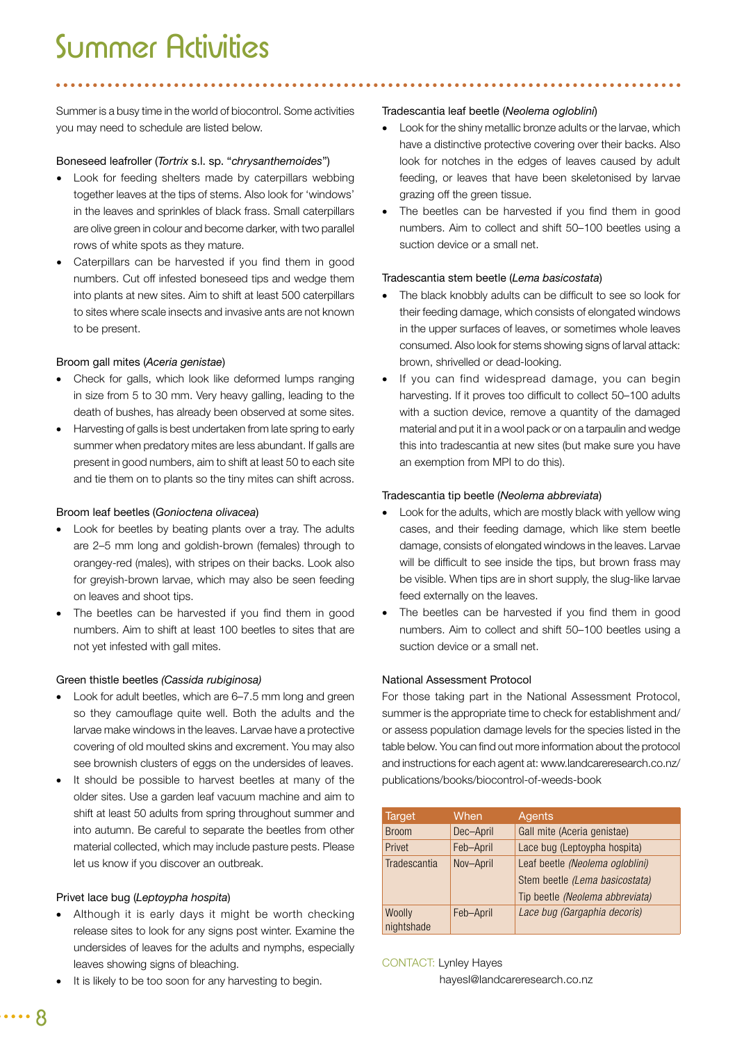# Summer Activities

Summer is a busy time in the world of biocontrol. Some activities you may need to schedule are listed below.

Boneseed leafroller (*Tortrix* s.l. sp. "*chrysanthemoides*")

- Look for feeding shelters made by caterpillars webbing together leaves at the tips of stems. Also look for 'windows' in the leaves and sprinkles of black frass. Small caterpillars are olive green in colour and become darker, with two parallel rows of white spots as they mature.
- Caterpillars can be harvested if you find them in good numbers. Cut off infested boneseed tips and wedge them into plants at new sites. Aim to shift at least 500 caterpillars to sites where scale insects and invasive ants are not known to be present.

Broom gall mites (*Aceria genistae*)

- Check for galls, which look like deformed lumps ranging in size from 5 to 30 mm. Very heavy galling, leading to the death of bushes, has already been observed at some sites.
- Harvesting of galls is best undertaken from late spring to early summer when predatory mites are less abundant. If galls are present in good numbers, aim to shift at least 50 to each site and tie them on to plants so the tiny mites can shift across.

Broom leaf beetles (*Gonioctena olivacea*)

- Look for beetles by beating plants over a tray. The adults are 2–5 mm long and goldish-brown (females) through to orangey-red (males), with stripes on their backs. Look also for greyish-brown larvae, which may also be seen feeding on leaves and shoot tips.
- The beetles can be harvested if you find them in good numbers. Aim to shift at least 100 beetles to sites that are not yet infested with gall mites.

Green thistle beetles *(Cassida rubiginosa)*

- Look for adult beetles, which are 6–7.5 mm long and green so they camouflage quite well. Both the adults and the larvae make windows in the leaves. Larvae have a protective covering of old moulted skins and excrement. You may also see brownish clusters of eggs on the undersides of leaves.
- It should be possible to harvest beetles at many of the older sites. Use a garden leaf vacuum machine and aim to shift at least 50 adults from spring throughout summer and into autumn. Be careful to separate the beetles from other material collected, which may include pasture pests. Please let us know if you discover an outbreak.

Privet lace bug (*Leptoypha hospita*)

- Although it is early days it might be worth checking release sites to look for any signs post winter. Examine the undersides of leaves for the adults and nymphs, especially leaves showing signs of bleaching.
- It is likely to be too soon for any harvesting to begin.

Tradescantia leaf beetle (*Neolema ogloblini*)

- Look for the shiny metallic bronze adults or the larvae, which have a distinctive protective covering over their backs. Also look for notches in the edges of leaves caused by adult feeding, or leaves that have been skeletonised by larvae grazing off the green tissue.
- The beetles can be harvested if you find them in good numbers. Aim to collect and shift 50–100 beetles using a suction device or a small net.

Tradescantia stem beetle (*Lema basicostata*)

- The black knobbly adults can be difficult to see so look for their feeding damage, which consists of elongated windows in the upper surfaces of leaves, or sometimes whole leaves consumed. Also look for stems showing signs of larval attack: brown, shrivelled or dead-looking.
- If you can find widespread damage, you can begin harvesting. If it proves too difficult to collect 50–100 adults with a suction device, remove a quantity of the damaged material and put it in a wool pack or on a tarpaulin and wedge this into tradescantia at new sites (but make sure you have an exemption from MPI to do this).

Tradescantia tip beetle (*Neolema abbreviata*)

- Look for the adults, which are mostly black with yellow wing cases, and their feeding damage, which like stem beetle damage, consists of elongated windows in the leaves. Larvae will be difficult to see inside the tips, but brown frass may be visible. When tips are in short supply, the slug-like larvae feed externally on the leaves.
- The beetles can be harvested if you find them in good numbers. Aim to collect and shift 50–100 beetles using a suction device or a small net.

National Assessment Protocol

For those taking part in the National Assessment Protocol, summer is the appropriate time to check for establishment and/or assess population damage levels for the species listed in the table below. You can find out more information about the protocol and instructions for each agent at: www.landcareresearch.co.nz/publications/books/biocontrol-of-weeds-book

| Target | When | Agents |
|---|---|---|
| Broom | Dec–April | Gall mite (Aceria genistae) |
| Privet | Feb–April | Lace bug (Leptoypha hospita) |
| Tradescantia | Nov–April | Leaf beetle *(Neolema ogloblini)* |
| | | Stem beetle *(Lema basicostata)* |
| | | Tip beetle *(Neolema abbreviata)* |
| Woolly nightshade | Feb–April | *Lace bug (Gargaphia decoris)* |

CONTACT: Lynley Hayes
hayesl@landcareresearch.co.nz